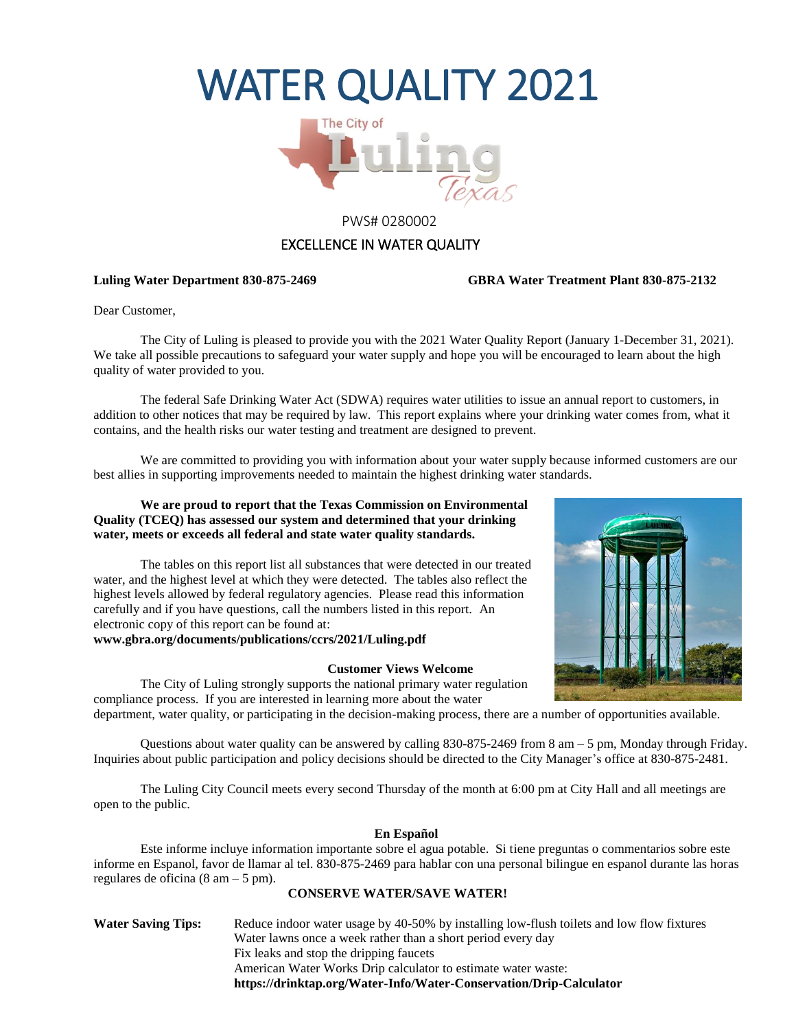# WATER QUALITY 2021

The City of Luling Texas

PWS# 0280002

EXCELLENCE IN WATER QUALITY

**Luling Water Department 830-875-2469** **GBRA Water Treatment Plant 830-875-2132**

Dear Customer,

The City of Luling is pleased to provide you with the 2021 Water Quality Report (January 1-December 31, 2021). We take all possible precautions to safeguard your water supply and hope you will be encouraged to learn about the high quality of water provided to you.

The federal Safe Drinking Water Act (SDWA) requires water utilities to issue an annual report to customers, in addition to other notices that may be required by law. This report explains where your drinking water comes from, what it contains, and the health risks our water testing and treatment are designed to prevent.

We are committed to providing you with information about your water supply because informed customers are our best allies in supporting improvements needed to maintain the highest drinking water standards.

**We are proud to report that the Texas Commission on Environmental Quality (TCEQ) has assessed our system and determined that your drinking water, meets or exceeds all federal and state water quality standards.**

The tables on this report list all substances that were detected in our treated water, and the highest level at which they were detected. The tables also reflect the highest levels allowed by federal regulatory agencies. Please read this information carefully and if you have questions, call the numbers listed in this report. An electronic copy of this report can be found at:
**www.gbra.org/documents/publications/ccrs/2021/Luling.pdf**

**Customer Views Welcome**

The City of Luling strongly supports the national primary water regulation compliance process. If you are interested in learning more about the water department, water quality, or participating in the decision-making process, there are a number of opportunities available.

Questions about water quality can be answered by calling 830-875-2469 from 8 am – 5 pm, Monday through Friday. Inquiries about public participation and policy decisions should be directed to the City Manager's office at 830-875-2481.

The Luling City Council meets every second Thursday of the month at 6:00 pm at City Hall and all meetings are open to the public.

**En Español**

Este informe incluye information importante sobre el agua potable. Si tiene preguntas o commentarios sobre este informe en Espanol, favor de llamar al tel. 830-875-2469 para hablar con una personal bilingue en espanol durante las horas regulares de oficina (8 am – 5 pm).

**CONSERVE WATER/SAVE WATER!**

**Water Saving Tips:**

- Reduce indoor water usage by 40-50% by installing low-flush toilets and low flow fixtures
- Water lawns once a week rather than a short period every day
- Fix leaks and stop the dripping faucets
- American Water Works Drip calculator to estimate water waste: **https://drinktap.org/Water-Info/Water-Conservation/Drip-Calculator**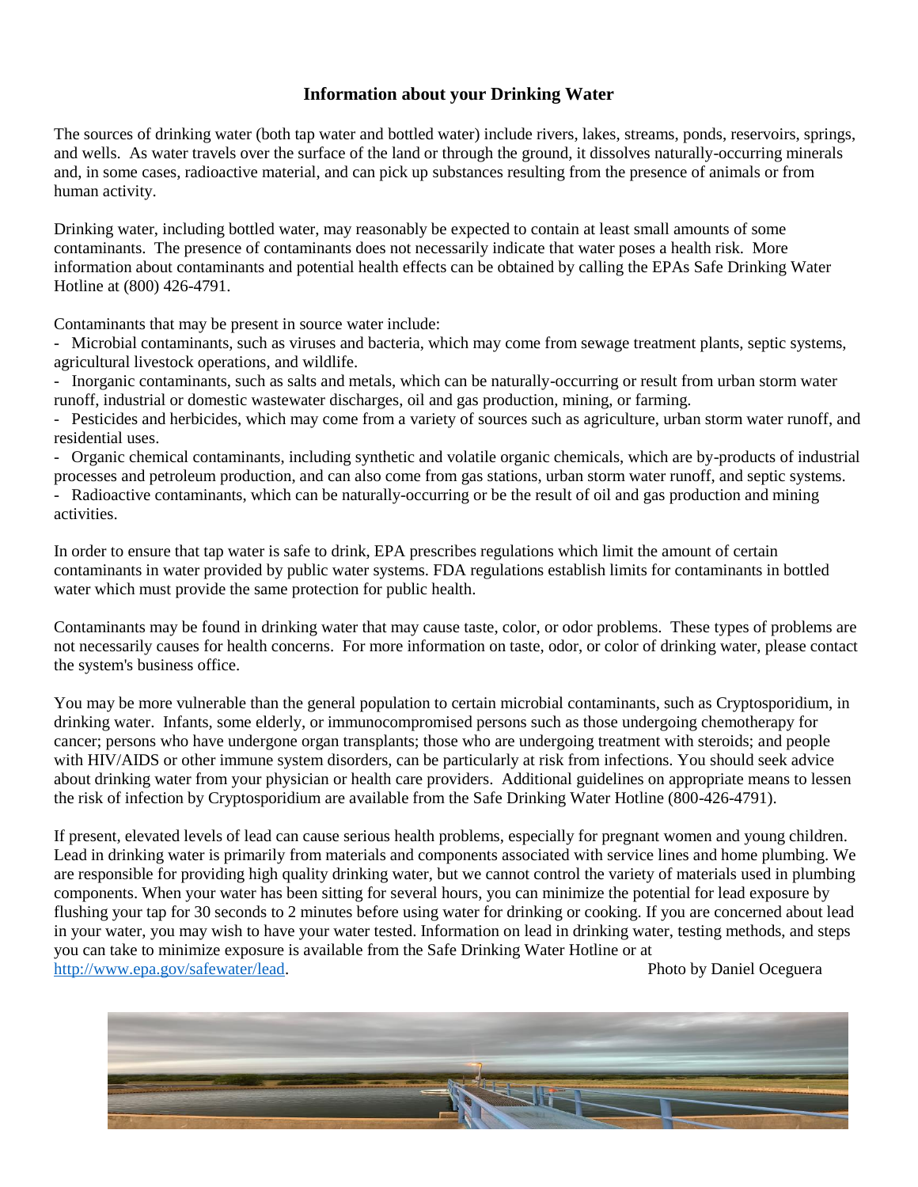# Information about your Drinking Water

The sources of drinking water (both tap water and bottled water) include rivers, lakes, streams, ponds, reservoirs, springs, and wells. As water travels over the surface of the land or through the ground, it dissolves naturally-occurring minerals and, in some cases, radioactive material, and can pick up substances resulting from the presence of animals or from human activity.

Drinking water, including bottled water, may reasonably be expected to contain at least small amounts of some contaminants. The presence of contaminants does not necessarily indicate that water poses a health risk. More information about contaminants and potential health effects can be obtained by calling the EPAs Safe Drinking Water Hotline at (800) 426-4791.

Contaminants that may be present in source water include:

- Microbial contaminants, such as viruses and bacteria, which may come from sewage treatment plants, septic systems, agricultural livestock operations, and wildlife.
- Inorganic contaminants, such as salts and metals, which can be naturally-occurring or result from urban storm water runoff, industrial or domestic wastewater discharges, oil and gas production, mining, or farming.
- Pesticides and herbicides, which may come from a variety of sources such as agriculture, urban storm water runoff, and residential uses.
- Organic chemical contaminants, including synthetic and volatile organic chemicals, which are by-products of industrial processes and petroleum production, and can also come from gas stations, urban storm water runoff, and septic systems.
- Radioactive contaminants, which can be naturally-occurring or be the result of oil and gas production and mining activities.

In order to ensure that tap water is safe to drink, EPA prescribes regulations which limit the amount of certain contaminants in water provided by public water systems. FDA regulations establish limits for contaminants in bottled water which must provide the same protection for public health.

Contaminants may be found in drinking water that may cause taste, color, or odor problems. These types of problems are not necessarily causes for health concerns. For more information on taste, odor, or color of drinking water, please contact the system's business office.

You may be more vulnerable than the general population to certain microbial contaminants, such as Cryptosporidium, in drinking water. Infants, some elderly, or immunocompromised persons such as those undergoing chemotherapy for cancer; persons who have undergone organ transplants; those who are undergoing treatment with steroids; and people with HIV/AIDS or other immune system disorders, can be particularly at risk from infections. You should seek advice about drinking water from your physician or health care providers. Additional guidelines on appropriate means to lessen the risk of infection by Cryptosporidium are available from the Safe Drinking Water Hotline (800-426-4791).

If present, elevated levels of lead can cause serious health problems, especially for pregnant women and young children. Lead in drinking water is primarily from materials and components associated with service lines and home plumbing. We are responsible for providing high quality drinking water, but we cannot control the variety of materials used in plumbing components. When your water has been sitting for several hours, you can minimize the potential for lead exposure by flushing your tap for 30 seconds to 2 minutes before using water for drinking or cooking. If you are concerned about lead in your water, you may wish to have your water tested. Information on lead in drinking water, testing methods, and steps you can take to minimize exposure is available from the Safe Drinking Water Hotline or at [http://www.epa.gov/safewater/lead](http://www.epa.gov/safewater/lead).

Photo by Daniel Oceguera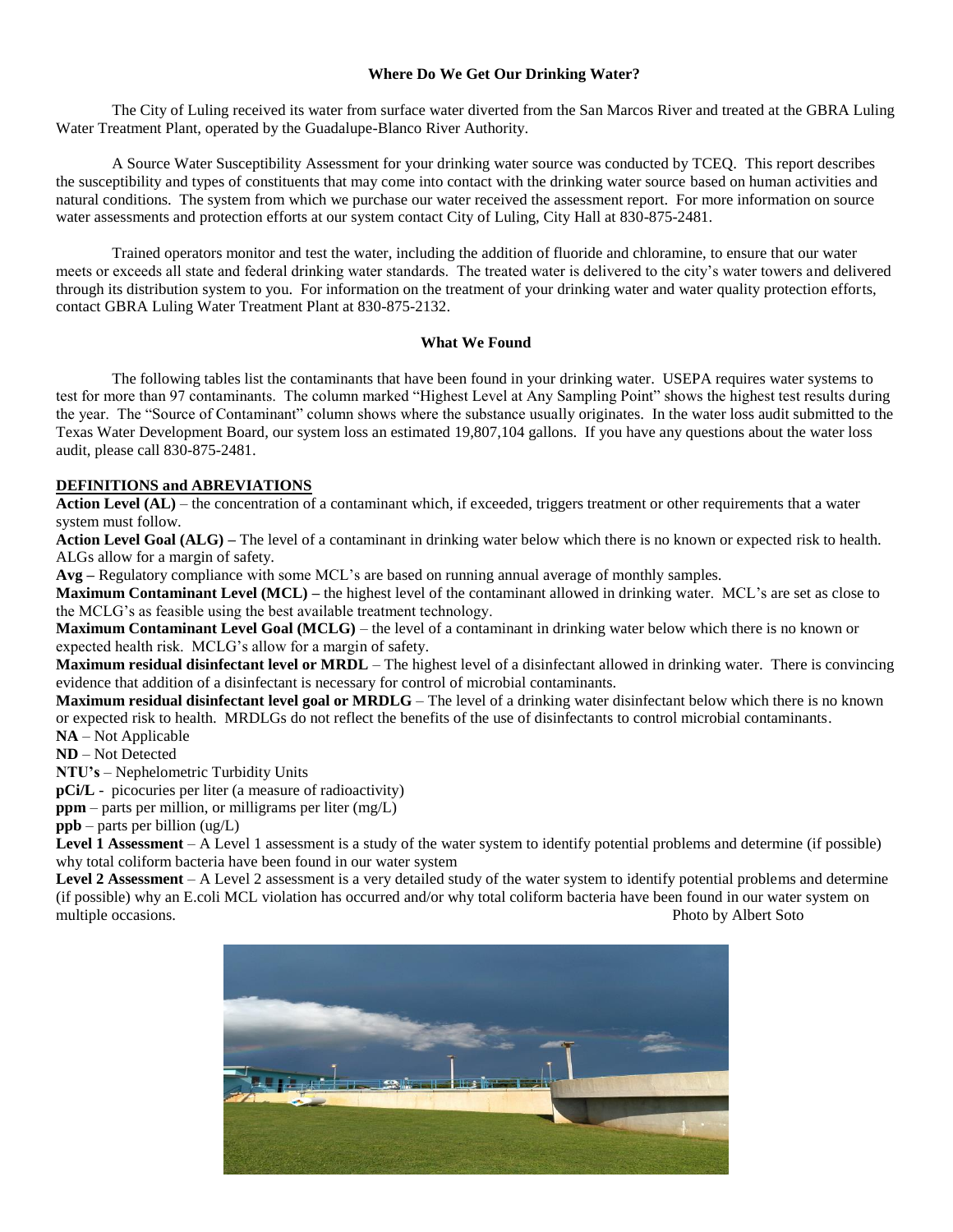### Where Do We Get Our Drinking Water?

The City of Luling received its water from surface water diverted from the San Marcos River and treated at the GBRA Luling Water Treatment Plant, operated by the Guadalupe-Blanco River Authority.

A Source Water Susceptibility Assessment for your drinking water source was conducted by TCEQ. This report describes the susceptibility and types of constituents that may come into contact with the drinking water source based on human activities and natural conditions. The system from which we purchase our water received the assessment report. For more information on source water assessments and protection efforts at our system contact City of Luling, City Hall at 830-875-2481.

Trained operators monitor and test the water, including the addition of fluoride and chloramine, to ensure that our water meets or exceeds all state and federal drinking water standards. The treated water is delivered to the city's water towers and delivered through its distribution system to you. For information on the treatment of your drinking water and water quality protection efforts, contact GBRA Luling Water Treatment Plant at 830-875-2132.

### What We Found

The following tables list the contaminants that have been found in your drinking water. USEPA requires water systems to test for more than 97 contaminants. The column marked "Highest Level at Any Sampling Point" shows the highest test results during the year. The "Source of Contaminant" column shows where the substance usually originates. In the water loss audit submitted to the Texas Water Development Board, our system loss an estimated 19,807,104 gallons. If you have any questions about the water loss audit, please call 830-875-2481.

**DEFINITIONS and ABREVIATIONS**

**Action Level (AL)** – the concentration of a contaminant which, if exceeded, triggers treatment or other requirements that a water system must follow.

**Action Level Goal (ALG) –** The level of a contaminant in drinking water below which there is no known or expected risk to health. ALGs allow for a margin of safety.

**Avg –** Regulatory compliance with some MCL's are based on running annual average of monthly samples.

**Maximum Contaminant Level (MCL) –** the highest level of the contaminant allowed in drinking water. MCL's are set as close to the MCLG's as feasible using the best available treatment technology.

**Maximum Contaminant Level Goal (MCLG)** – the level of a contaminant in drinking water below which there is no known or expected health risk. MCLG's allow for a margin of safety.

**Maximum residual disinfectant level or MRDL** – The highest level of a disinfectant allowed in drinking water. There is convincing evidence that addition of a disinfectant is necessary for control of microbial contaminants.

**Maximum residual disinfectant level goal or MRDLG** – The level of a drinking water disinfectant below which there is no known or expected risk to health. MRDLGs do not reflect the benefits of the use of disinfectants to control microbial contaminants.

**NA** – Not Applicable

**ND** – Not Detected

**NTU's** – Nephelometric Turbidity Units

**pCi/L** - picocuries per liter (a measure of radioactivity)

**ppm** – parts per million, or milligrams per liter (mg/L)

**ppb** – parts per billion (ug/L)

**Level 1 Assessment** – A Level 1 assessment is a study of the water system to identify potential problems and determine (if possible) why total coliform bacteria have been found in our water system

**Level 2 Assessment** – A Level 2 assessment is a very detailed study of the water system to identify potential problems and determine (if possible) why an E.coli MCL violation has occurred and/or why total coliform bacteria have been found in our water system on multiple occasions.

Photo by Albert Soto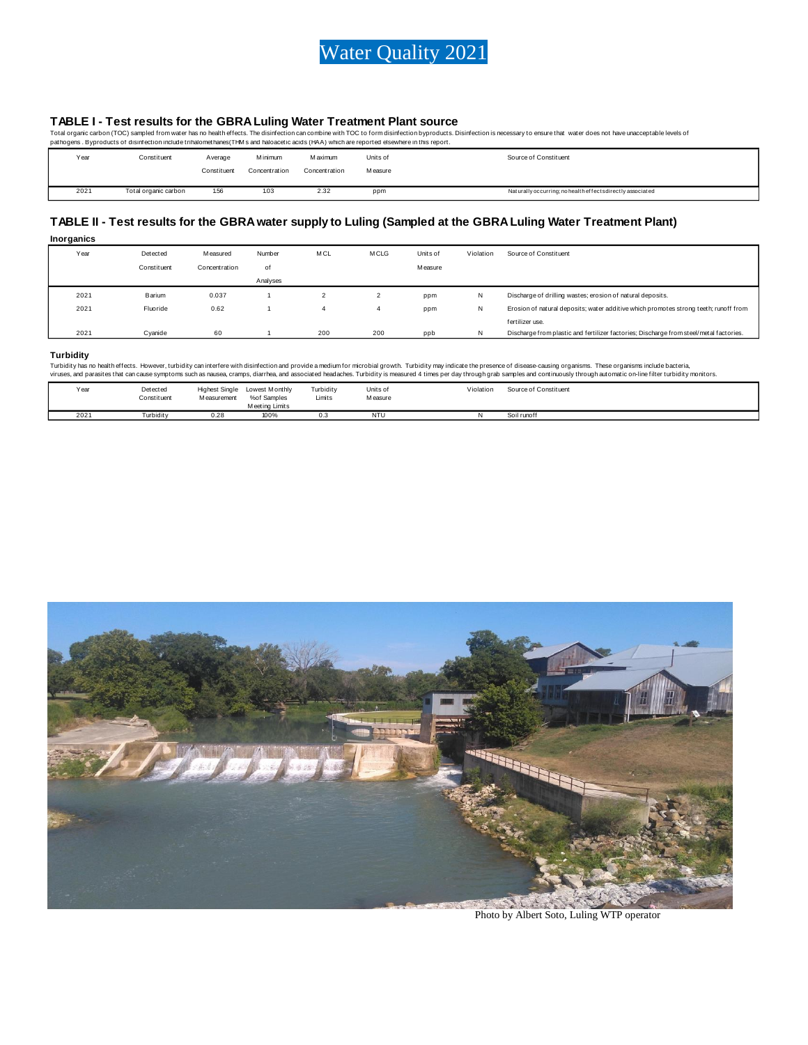# Water Quality 2021

## TABLE I - Test results for the GBRA Luling Water Treatment Plant source

Total organic carbon (TOC) sampled from water has no health effects. The disinfection can combine with TOC to form disinfection byproducts. Disinfection is necessary to ensure that water does not have unacceptable levels of pathogens . Byproducts of disinfection include trihalomethanes(THMs and haloacetic acids (HAA) which are reported elsewhere in this report.

| Year | Constituent | Average Constituent | Minimum Concentration | Maximum Concentration | Units of Measure | Source of Constituent |
|---|---|---|---|---|---|---|
| 2021 | Total organic carbon | 1.56 | 1.03 | 2.32 | ppm | Naturally occurring; no health effects directly associated |

## TABLE II - Test results for the GBRA water supply to Luling (Sampled at the GBRA Luling Water Treatment Plant)

### Inorganics

| Year | Detected Constituent | Measured Concentration | Number of Analyses | MCL | MCLG | Units of Measure | Violation | Source of Constituent |
|---|---|---|---|---|---|---|---|---|
| 2021 | Barium | 0.037 | 1 | 2 | 2 | ppm | N | Discharge of drilling wastes; erosion of natural deposits. |
| 2021 | Fluoride | 0.62 | 1 | 4 | 4 | ppm | N | Erosion of natural deposits; water additive which promotes strong teeth; runoff from fertilizer use. |
| 2021 | Cyanide | 60 | 1 | 200 | 200 | ppb | N | Discharge from plastic and fertilizer factories; Discharge from steel/metal factories. |

### Turbidity

Turbidity has no health effects. However, turbidity can interfere with disinfection and provide a medium for microbial growth. Turbidity may indicate the presence of disease-causing organisms. These organisms include bacteria, viruses, and parasites that can cause symptoms such as nausea, cramps, diarrhea, and associated headaches. Turbidity is measured 4 times per day through grab samples and continuously through automatic on-line filter turbidity monitors.

| Year | Detected Constituent | Highest Single Measurement | Lowest Monthly %of Samples Meeting Limits | Turbidity Limits | Units of Measure | Violation | Source of Constituent |
|---|---|---|---|---|---|---|---|
| 2021 | Turbidity | 0.28 | 100% | 0.3 | NTU | N | Soil runoff |

Photo by Albert Soto, Luling WTP operator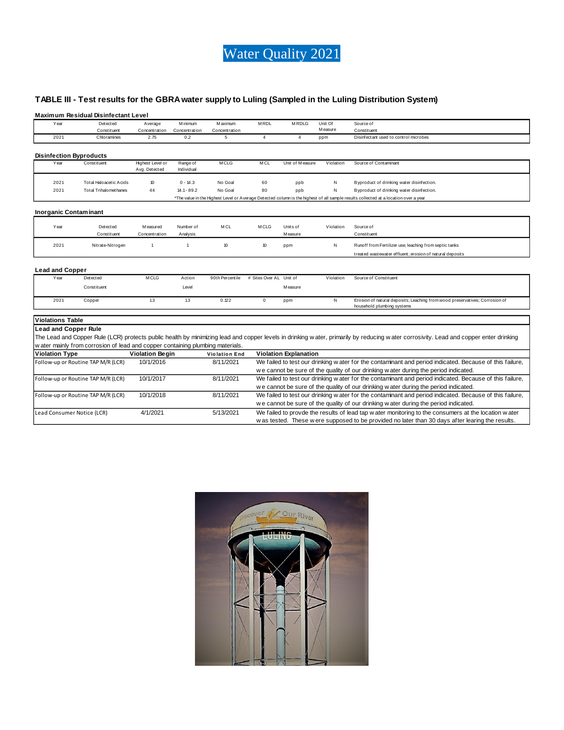# Water Quality 2021

## TABLE III - Test results for the GBRA water supply to Luling (Sampled in the Luling Distribution System)

### Maximum Residual Disinfectant Level

| Year | Detected Constituent | Average Concentration | Minimum Concentration | Maximum Concentration | MRDL | MRDLG | Unit Of Measure | Source of Constituent |
|---|---|---|---|---|---|---|---|---|
| 2021 | Chloramines | 2.75 | 0.2 | 5 | 4 | 4 | ppm | Disinfectant used to control microbes |

### Disinfection Byproducts

| Year | Constituent | Highest Level or Avg. Detected | Range of Individual | MCLG | MCL | Unit of Measure | Violation | Source of Contaminant |
|---|---|---|---|---|---|---|---|---|
| 2021 | Total Haloacetic Acids | 10 | 0 - 14.3 | No Goal | 60 | ppb | N | Byproduct of drinking water disinfection. |
| 2021 | Total Trihalomethanes | 44 | 14.1 - 89.2 | No Goal | 80 | ppb | N | Byproduct of drinking water disinfection. |

*The value in the Highest Level or Average Detected column is the highest of all sample results collected at a location over a year

### Inorganic Contaminant

| Year | Detected Constituent | Measured Concentration | Number of Analysis | MCL | MCLG | Units of Measure | Violation | Source of Constituent |
|---|---|---|---|---|---|---|---|---|
| 2021 | Nitrate-Nitrogen | 1 | 1 | 10 | 10 | ppm | N | Runoff from Fertilizer use; leaching from septic tanks treated wastewater effluent; erosion of natural deposits |

### Lead and Copper

| Year | Detected Constituent | MCLG | Action Level | 90th Percentile | # Sites Over AL | Unit of Measure | Violation | Source of Constituent |
|---|---|---|---|---|---|---|---|---|
| 2021 | Copper | 1.3 | 1.3 | 0.122 | 0 | ppm | N | Erosion of natural deposits; Leaching from wood preservatives; Corrosion of household plumbing systems |

### Violations Table

**Lead and Copper Rule**

The Lead and Copper Rule (LCR) protects public health by minimizing lead and copper levels in drinking water, primarily by reducing water corrosivity. Lead and copper enter drinking water mainly from corrosion of lead and copper containing plumbing materials.

| Violation Type | Violation Begin | Violation End | Violation Explanation |
|---|---|---|---|
| Follow-up or Routine TAP M/R (LCR) | 10/1/2016 | 8/11/2021 | We failed to test our drinking water for the contaminant and period indicated. Because of this failure, we cannot be sure of the quality of our drinking water during the period indicated. |
| Follow-up or Routine TAP M/R (LCR) | 10/1/2017 | 8/11/2021 | We failed to test our drinking water for the contaminant and period indicated. Because of this failure, we cannot be sure of the quality of our drinking water during the period indicated. |
| Follow-up or Routine TAP M/R (LCR) | 10/1/2018 | 8/11/2021 | We failed to test our drinking water for the contaminant and period indicated. Because of this failure, we cannot be sure of the quality of our drinking water during the period indicated. |
| Lead Consumer Notice (LCR) | 4/1/2021 | 5/13/2021 | We failed to provde the results of lead tap water monitoring to the consumers at the location water was tested. These were supposed to be provided no later than 30 days after learing the results. |